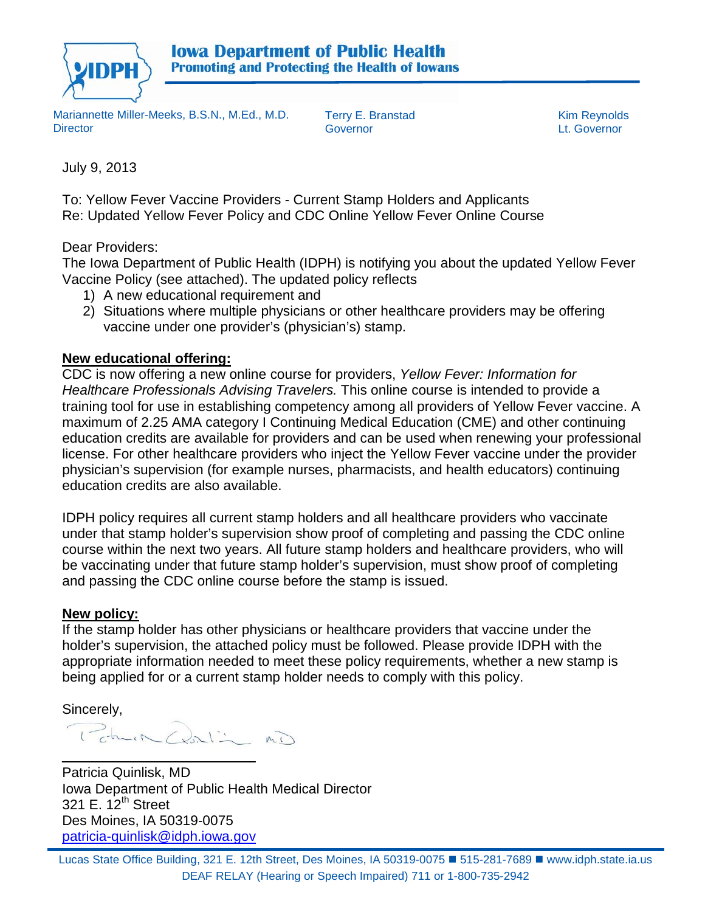# Iowa Department of Public Health
**Promoting and Protecting the Health of Iowans**

Mariannette Miller-Meeks, B.S.N., M.Ed., M.D.
Director

Terry E. Branstad
Governor

Kim Reynolds
Lt. Governor

July 9, 2013

To: Yellow Fever Vaccine Providers - Current Stamp Holders and Applicants
Re: Updated Yellow Fever Policy and CDC Online Yellow Fever Online Course

Dear Providers:
The Iowa Department of Public Health (IDPH) is notifying you about the updated Yellow Fever Vaccine Policy (see attached). The updated policy reflects

1) A new educational requirement and
2) Situations where multiple physicians or other healthcare providers may be offering vaccine under one provider's (physician's) stamp.

**New educational offering:**
CDC is now offering a new online course for providers, *Yellow Fever: Information for Healthcare Professionals Advising Travelers.* This online course is intended to provide a training tool for use in establishing competency among all providers of Yellow Fever vaccine. A maximum of 2.25 AMA category I Continuing Medical Education (CME) and other continuing education credits are available for providers and can be used when renewing your professional license. For other healthcare providers who inject the Yellow Fever vaccine under the provider physician's supervision (for example nurses, pharmacists, and health educators) continuing education credits are also available.

IDPH policy requires all current stamp holders and all healthcare providers who vaccinate under that stamp holder's supervision show proof of completing and passing the CDC online course within the next two years. All future stamp holders and healthcare providers, who will be vaccinating under that future stamp holder's supervision, must show proof of completing and passing the CDC online course before the stamp is issued.

**New policy:**
If the stamp holder has other physicians or healthcare providers that vaccine under the holder's supervision, the attached policy must be followed. Please provide IDPH with the appropriate information needed to meet these policy requirements, whether a new stamp is being applied for or a current stamp holder needs to comply with this policy.

Sincerely,

Patricia Quinlisk, MD
Iowa Department of Public Health Medical Director
321 E. 12th Street
Des Moines, IA 50319-0075
patricia-quinlisk@idph.iowa.gov

Lucas State Office Building, 321 E. 12th Street, Des Moines, IA 50319-0075 ■ 515-281-7689 ■ www.idph.state.ia.us
DEAF RELAY (Hearing or Speech Impaired) 711 or 1-800-735-2942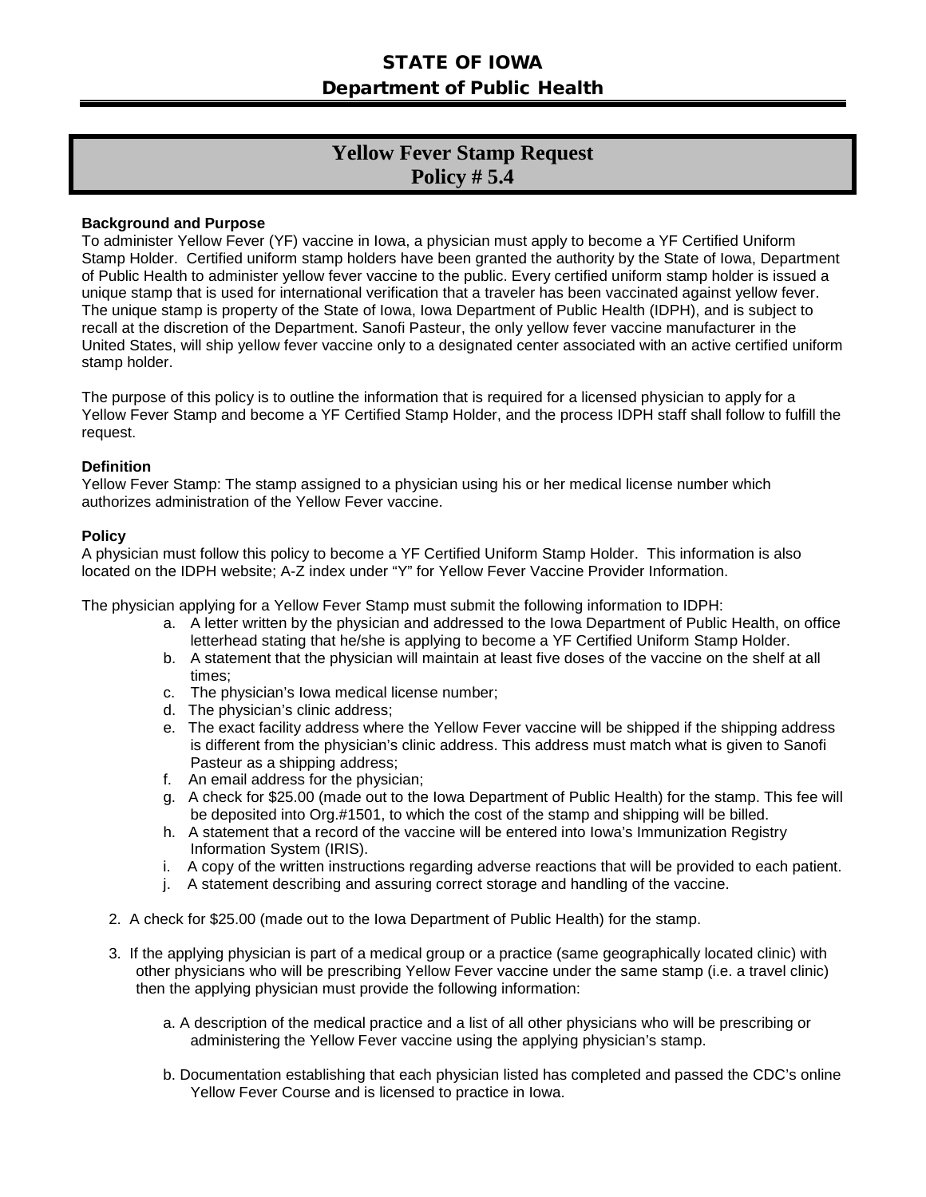**STATE OF IOWA**
**Department of Public Health**

# Yellow Fever Stamp Request
# Policy # 5.4

**Background and Purpose**
To administer Yellow Fever (YF) vaccine in Iowa, a physician must apply to become a YF Certified Uniform Stamp Holder. Certified uniform stamp holders have been granted the authority by the State of Iowa, Department of Public Health to administer yellow fever vaccine to the public. Every certified uniform stamp holder is issued a unique stamp that is used for international verification that a traveler has been vaccinated against yellow fever. The unique stamp is property of the State of Iowa, Iowa Department of Public Health (IDPH), and is subject to recall at the discretion of the Department. Sanofi Pasteur, the only yellow fever vaccine manufacturer in the United States, will ship yellow fever vaccine only to a designated center associated with an active certified uniform stamp holder.

The purpose of this policy is to outline the information that is required for a licensed physician to apply for a Yellow Fever Stamp and become a YF Certified Stamp Holder, and the process IDPH staff shall follow to fulfill the request.

**Definition**
Yellow Fever Stamp: The stamp assigned to a physician using his or her medical license number which authorizes administration of the Yellow Fever vaccine.

**Policy**
A physician must follow this policy to become a YF Certified Uniform Stamp Holder. This information is also located on the IDPH website; A-Z index under "Y" for Yellow Fever Vaccine Provider Information.

The physician applying for a Yellow Fever Stamp must submit the following information to IDPH:

a. A letter written by the physician and addressed to the Iowa Department of Public Health, on office letterhead stating that he/she is applying to become a YF Certified Uniform Stamp Holder.
b. A statement that the physician will maintain at least five doses of the vaccine on the shelf at all times;
c. The physician's Iowa medical license number;
d. The physician's clinic address;
e. The exact facility address where the Yellow Fever vaccine will be shipped if the shipping address is different from the physician's clinic address. This address must match what is given to Sanofi Pasteur as a shipping address;
f. An email address for the physician;
g. A check for $25.00 (made out to the Iowa Department of Public Health) for the stamp. This fee will be deposited into Org.#1501, to which the cost of the stamp and shipping will be billed.
h. A statement that a record of the vaccine will be entered into Iowa's Immunization Registry Information System (IRIS).
i. A copy of the written instructions regarding adverse reactions that will be provided to each patient.
j. A statement describing and assuring correct storage and handling of the vaccine.

2. A check for $25.00 (made out to the Iowa Department of Public Health) for the stamp.

3. If the applying physician is part of a medical group or a practice (same geographically located clinic) with other physicians who will be prescribing Yellow Fever vaccine under the same stamp (i.e. a travel clinic) then the applying physician must provide the following information:

   a. A description of the medical practice and a list of all other physicians who will be prescribing or administering the Yellow Fever vaccine using the applying physician's stamp.

   b. Documentation establishing that each physician listed has completed and passed the CDC's online Yellow Fever Course and is licensed to practice in Iowa.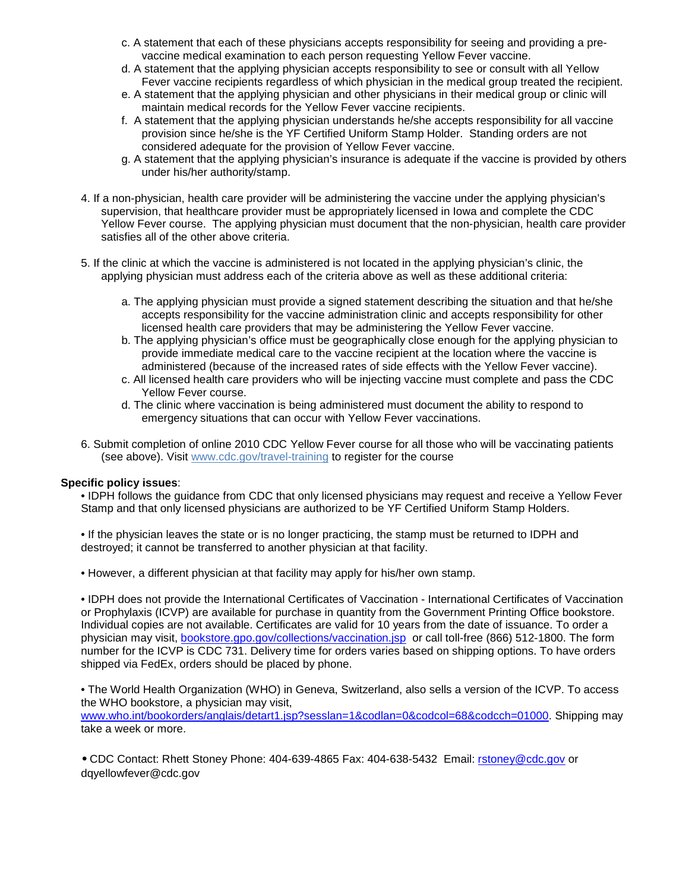c. A statement that each of these physicians accepts responsibility for seeing and providing a pre-vaccine medical examination to each person requesting Yellow Fever vaccine.
d. A statement that the applying physician accepts responsibility to see or consult with all Yellow Fever vaccine recipients regardless of which physician in the medical group treated the recipient.
e. A statement that the applying physician and other physicians in their medical group or clinic will maintain medical records for the Yellow Fever vaccine recipients.
f. A statement that the applying physician understands he/she accepts responsibility for all vaccine provision since he/she is the YF Certified Uniform Stamp Holder. Standing orders are not considered adequate for the provision of Yellow Fever vaccine.
g. A statement that the applying physician's insurance is adequate if the vaccine is provided by others under his/her authority/stamp.

4. If a non-physician, health care provider will be administering the vaccine under the applying physician's supervision, that healthcare provider must be appropriately licensed in Iowa and complete the CDC Yellow Fever course. The applying physician must document that the non-physician, health care provider satisfies all of the other above criteria.

5. If the clinic at which the vaccine is administered is not located in the applying physician's clinic, the applying physician must address each of the criteria above as well as these additional criteria:

   a. The applying physician must provide a signed statement describing the situation and that he/she accepts responsibility for the vaccine administration clinic and accepts responsibility for other licensed health care providers that may be administering the Yellow Fever vaccine.
   b. The applying physician's office must be geographically close enough for the applying physician to provide immediate medical care to the vaccine recipient at the location where the vaccine is administered (because of the increased rates of side effects with the Yellow Fever vaccine).
   c. All licensed health care providers who will be injecting vaccine must complete and pass the CDC Yellow Fever course.
   d. The clinic where vaccination is being administered must document the ability to respond to emergency situations that can occur with Yellow Fever vaccinations.

6. Submit completion of online 2010 CDC Yellow Fever course for all those who will be vaccinating patients (see above). Visit www.cdc.gov/travel-training to register for the course

**Specific policy issues**:

• IDPH follows the guidance from CDC that only licensed physicians may request and receive a Yellow Fever Stamp and that only licensed physicians are authorized to be YF Certified Uniform Stamp Holders.

• If the physician leaves the state or is no longer practicing, the stamp must be returned to IDPH and destroyed; it cannot be transferred to another physician at that facility.

• However, a different physician at that facility may apply for his/her own stamp.

• IDPH does not provide the International Certificates of Vaccination - International Certificates of Vaccination or Prophylaxis (ICVP) are available for purchase in quantity from the Government Printing Office bookstore. Individual copies are not available. Certificates are valid for 10 years from the date of issuance. To order a physician may visit, bookstore.gpo.gov/collections/vaccination.jsp or call toll-free (866) 512-1800. The form number for the ICVP is CDC 731. Delivery time for orders varies based on shipping options. To have orders shipped via FedEx, orders should be placed by phone.

• The World Health Organization (WHO) in Geneva, Switzerland, also sells a version of the ICVP. To access the WHO bookstore, a physician may visit, www.who.int/bookorders/anglais/detart1.jsp?sesslan=1&codlan=0&codcol=68&codcch=01000. Shipping may take a week or more.

• CDC Contact: Rhett Stoney Phone: 404-639-4865 Fax: 404-638-5432 Email: rstoney@cdc.gov or dqyellowfever@cdc.gov